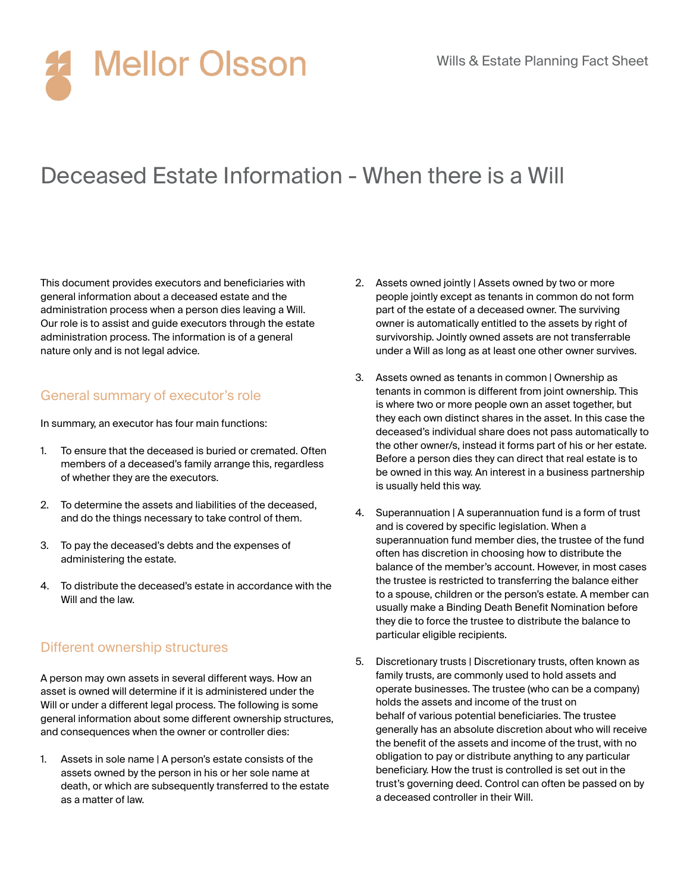# Deceased Estate Information - When there is a Will

This document provides executors and beneficiaries with general information about a deceased estate and the administration process when a person dies leaving a Will. Our role is to assist and guide executors through the estate administration process. The information is of a general nature only and is not legal advice.

## General summary of executor's role

In summary, an executor has four main functions:

1. To ensure that the deceased is buried or cremated. Often members of a deceased's family arrange this, regardless of whether they are the executors.
2. To determine the assets and liabilities of the deceased, and do the things necessary to take control of them.
3. To pay the deceased's debts and the expenses of administering the estate.
4. To distribute the deceased's estate in accordance with the Will and the law.

## Different ownership structures

A person may own assets in several different ways. How an asset is owned will determine if it is administered under the Will or under a different legal process. The following is some general information about some different ownership structures, and consequences when the owner or controller dies:

1. Assets in sole name | A person's estate consists of the assets owned by the person in his or her sole name at death, or which are subsequently transferred to the estate as a matter of law.
2. Assets owned jointly | Assets owned by two or more people jointly except as tenants in common do not form part of the estate of a deceased owner. The surviving owner is automatically entitled to the assets by right of survivorship. Jointly owned assets are not transferrable under a Will as long as at least one other owner survives.
3. Assets owned as tenants in common | Ownership as tenants in common is different from joint ownership. This is where two or more people own an asset together, but they each own distinct shares in the asset. In this case the deceased's individual share does not pass automatically to the other owner/s, instead it forms part of his or her estate. Before a person dies they can direct that real estate is to be owned in this way. An interest in a business partnership is usually held this way.
4. Superannuation | A superannuation fund is a form of trust and is covered by specific legislation. When a superannuation fund member dies, the trustee of the fund often has discretion in choosing how to distribute the balance of the member's account. However, in most cases the trustee is restricted to transferring the balance either to a spouse, children or the person's estate. A member can usually make a Binding Death Benefit Nomination before they die to force the trustee to distribute the balance to particular eligible recipients.
5. Discretionary trusts | Discretionary trusts, often known as family trusts, are commonly used to hold assets and operate businesses. The trustee (who can be a company) holds the assets and income of the trust on behalf of various potential beneficiaries. The trustee generally has an absolute discretion about who will receive the benefit of the assets and income of the trust, with no obligation to pay or distribute anything to any particular beneficiary. How the trust is controlled is set out in the trust's governing deed. Control can often be passed on by a deceased controller in their Will.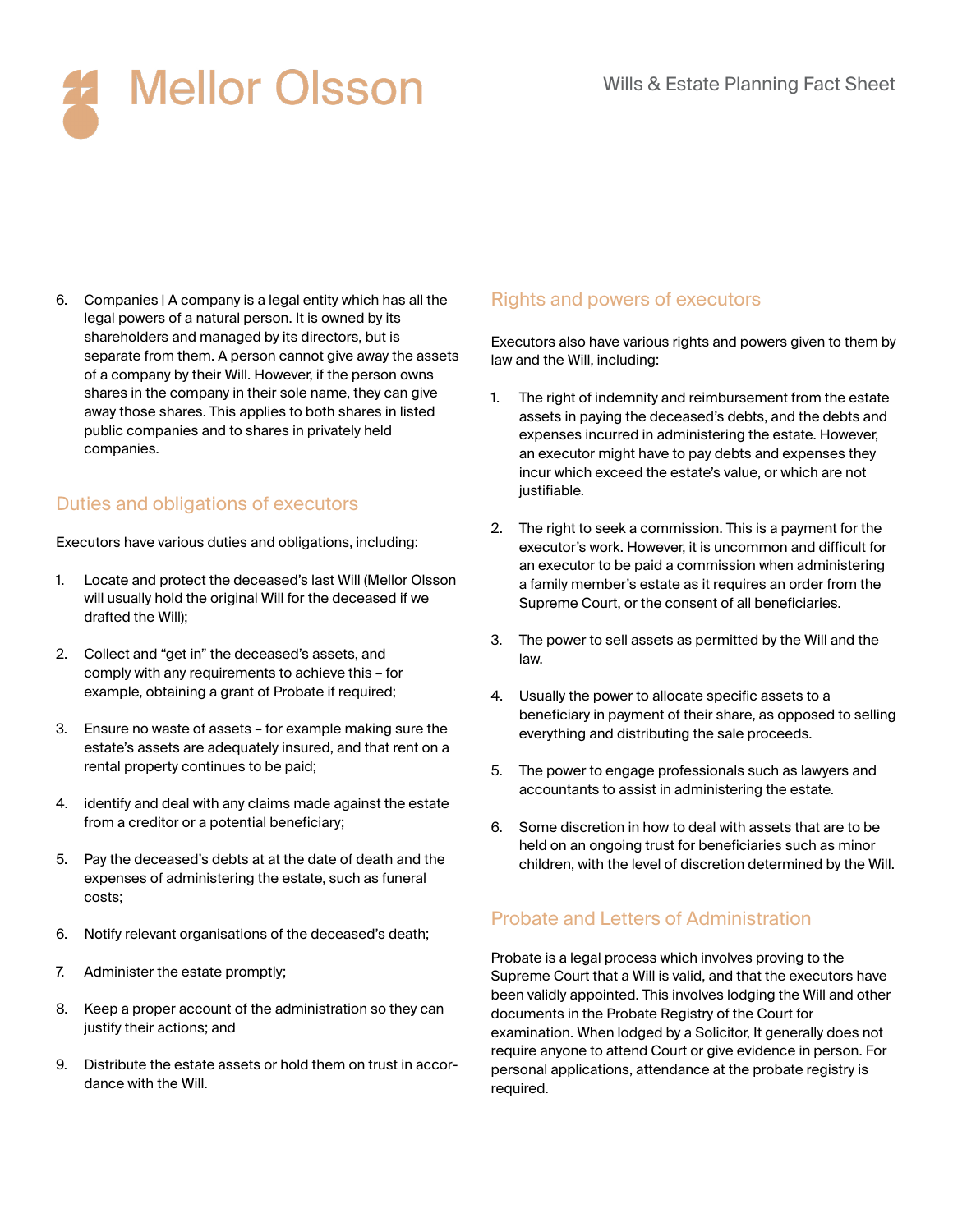6. Companies | A company is a legal entity which has all the legal powers of a natural person. It is owned by its shareholders and managed by its directors, but is separate from them. A person cannot give away the assets of a company by their Will. However, if the person owns shares in the company in their sole name, they can give away those shares. This applies to both shares in listed public companies and to shares in privately held companies.

## Duties and obligations of executors

Executors have various duties and obligations, including:

1. Locate and protect the deceased's last Will (Mellor Olsson will usually hold the original Will for the deceased if we drafted the Will);

2. Collect and "get in" the deceased's assets, and comply with any requirements to achieve this – for example, obtaining a grant of Probate if required;

3. Ensure no waste of assets – for example making sure the estate's assets are adequately insured, and that rent on a rental property continues to be paid;

4. identify and deal with any claims made against the estate from a creditor or a potential beneficiary;

5. Pay the deceased's debts at at the date of death and the expenses of administering the estate, such as funeral costs;

6. Notify relevant organisations of the deceased's death;

7. Administer the estate promptly;

8. Keep a proper account of the administration so they can justify their actions; and

9. Distribute the estate assets or hold them on trust in accordance with the Will.

## Rights and powers of executors

Executors also have various rights and powers given to them by law and the Will, including:

1. The right of indemnity and reimbursement from the estate assets in paying the deceased's debts, and the debts and expenses incurred in administering the estate. However, an executor might have to pay debts and expenses they incur which exceed the estate's value, or which are not justifiable.

2. The right to seek a commission. This is a payment for the executor's work. However, it is uncommon and difficult for an executor to be paid a commission when administering a family member's estate as it requires an order from the Supreme Court, or the consent of all beneficiaries.

3. The power to sell assets as permitted by the Will and the law.

4. Usually the power to allocate specific assets to a beneficiary in payment of their share, as opposed to selling everything and distributing the sale proceeds.

5. The power to engage professionals such as lawyers and accountants to assist in administering the estate.

6. Some discretion in how to deal with assets that are to be held on an ongoing trust for beneficiaries such as minor children, with the level of discretion determined by the Will.

## Probate and Letters of Administration

Probate is a legal process which involves proving to the Supreme Court that a Will is valid, and that the executors have been validly appointed. This involves lodging the Will and other documents in the Probate Registry of the Court for examination. When lodged by a Solicitor, It generally does not require anyone to attend Court or give evidence in person. For personal applications, attendance at the probate registry is required.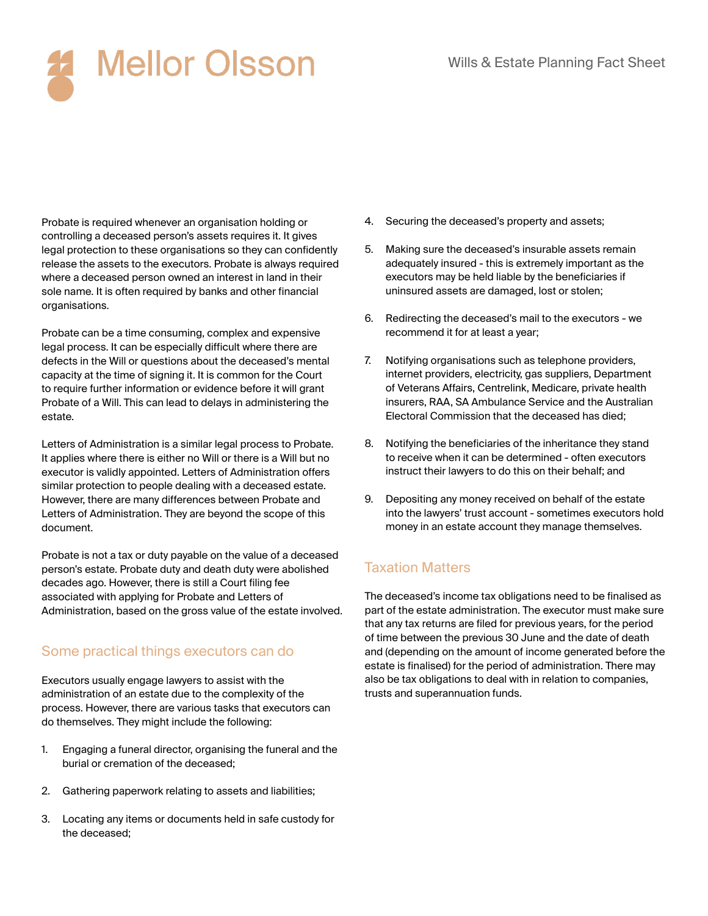Probate is required whenever an organisation holding or controlling a deceased person's assets requires it. It gives legal protection to these organisations so they can confidently release the assets to the executors. Probate is always required where a deceased person owned an interest in land in their sole name. It is often required by banks and other financial organisations.

Probate can be a time consuming, complex and expensive legal process. It can be especially difficult where there are defects in the Will or questions about the deceased's mental capacity at the time of signing it. It is common for the Court to require further information or evidence before it will grant Probate of a Will. This can lead to delays in administering the estate.

Letters of Administration is a similar legal process to Probate. It applies where there is either no Will or there is a Will but no executor is validly appointed. Letters of Administration offers similar protection to people dealing with a deceased estate. However, there are many differences between Probate and Letters of Administration. They are beyond the scope of this document.

Probate is not a tax or duty payable on the value of a deceased person's estate. Probate duty and death duty were abolished decades ago. However, there is still a Court filing fee associated with applying for Probate and Letters of Administration, based on the gross value of the estate involved.

## Some practical things executors can do

Executors usually engage lawyers to assist with the administration of an estate due to the complexity of the process. However, there are various tasks that executors can do themselves. They might include the following:

1. Engaging a funeral director, organising the funeral and the burial or cremation of the deceased;
2. Gathering paperwork relating to assets and liabilities;
3. Locating any items or documents held in safe custody for the deceased;
4. Securing the deceased's property and assets;
5. Making sure the deceased's insurable assets remain adequately insured - this is extremely important as the executors may be held liable by the beneficiaries if uninsured assets are damaged, lost or stolen;
6. Redirecting the deceased's mail to the executors - we recommend it for at least a year;
7. Notifying organisations such as telephone providers, internet providers, electricity, gas suppliers, Department of Veterans Affairs, Centrelink, Medicare, private health insurers, RAA, SA Ambulance Service and the Australian Electoral Commission that the deceased has died;
8. Notifying the beneficiaries of the inheritance they stand to receive when it can be determined - often executors instruct their lawyers to do this on their behalf; and
9. Depositing any money received on behalf of the estate into the lawyers' trust account - sometimes executors hold money in an estate account they manage themselves.

## Taxation Matters

The deceased's income tax obligations need to be finalised as part of the estate administration. The executor must make sure that any tax returns are filed for previous years, for the period of time between the previous 30 June and the date of death and (depending on the amount of income generated before the estate is finalised) for the period of administration. There may also be tax obligations to deal with in relation to companies, trusts and superannuation funds.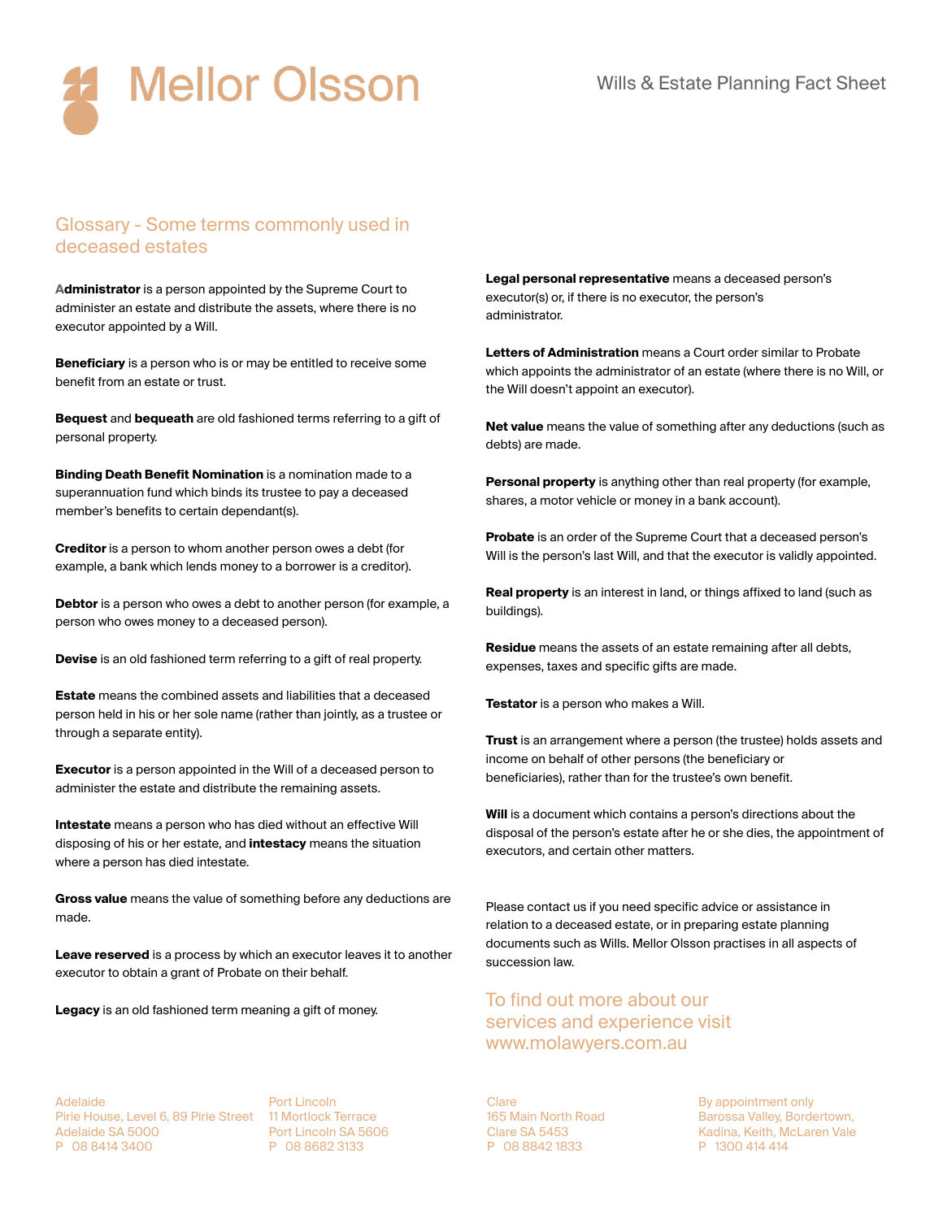## Glossary - Some terms commonly used in deceased estates

**Administrator** is a person appointed by the Supreme Court to administer an estate and distribute the assets, where there is no executor appointed by a Will.

**Beneficiary** is a person who is or may be entitled to receive some benefit from an estate or trust.

**Bequest** and **bequeath** are old fashioned terms referring to a gift of personal property.

**Binding Death Benefit Nomination** is a nomination made to a superannuation fund which binds its trustee to pay a deceased member's benefits to certain dependant(s).

**Creditor** is a person to whom another person owes a debt (for example, a bank which lends money to a borrower is a creditor).

**Debtor** is a person who owes a debt to another person (for example, a person who owes money to a deceased person).

**Devise** is an old fashioned term referring to a gift of real property.

**Estate** means the combined assets and liabilities that a deceased person held in his or her sole name (rather than jointly, as a trustee or through a separate entity).

**Executor** is a person appointed in the Will of a deceased person to administer the estate and distribute the remaining assets.

**Intestate** means a person who has died without an effective Will disposing of his or her estate, and **intestacy** means the situation where a person has died intestate.

**Gross value** means the value of something before any deductions are made.

**Leave reserved** is a process by which an executor leaves it to another executor to obtain a grant of Probate on their behalf.

**Legacy** is an old fashioned term meaning a gift of money.

**Legal personal representative** means a deceased person's executor(s) or, if there is no executor, the person's administrator.

**Letters of Administration** means a Court order similar to Probate which appoints the administrator of an estate (where there is no Will, or the Will doesn't appoint an executor).

**Net value** means the value of something after any deductions (such as debts) are made.

**Personal property** is anything other than real property (for example, shares, a motor vehicle or money in a bank account).

**Probate** is an order of the Supreme Court that a deceased person's Will is the person's last Will, and that the executor is validly appointed.

**Real property** is an interest in land, or things affixed to land (such as buildings).

**Residue** means the assets of an estate remaining after all debts, expenses, taxes and specific gifts are made.

**Testator** is a person who makes a Will.

**Trust** is an arrangement where a person (the trustee) holds assets and income on behalf of other persons (the beneficiary or beneficiaries), rather than for the trustee's own benefit.

**Will** is a document which contains a person's directions about the disposal of the person's estate after he or she dies, the appointment of executors, and certain other matters.

Please contact us if you need specific advice or assistance in relation to a deceased estate, or in preparing estate planning documents such as Wills. Mellor Olsson practises in all aspects of succession law.

### To find out more about our services and experience visit www.molawyers.com.au

Adelaide
Pirie House, Level 6, 89 Pirie Street
Adelaide SA 5000
P 08 8414 3400

Port Lincoln
11 Mortlock Terrace
Port Lincoln SA 5606
P 08 8682 3133

Clare
165 Main North Road
Clare SA 5453
P 08 8842 1833

By appointment only
Barossa Valley, Bordertown, Kadina, Keith, McLaren Vale
P 1300 414 414